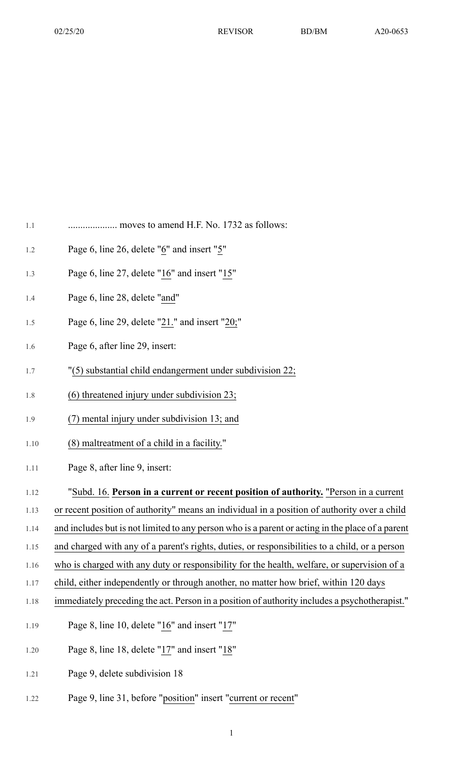.................... moves to amend H.F. No. 1732 as follows:

Page 6, line 26, delete "6" and insert "5"

Page 6, line 27, delete "16" and insert "15"

Page 6, line 28, delete "and"

Page 6, line 29, delete "21." and insert "20;"

Page 6, after line 29, insert:

"(5) substantial child endangerment under subdivision 22;

(6) threatened injury under subdivision 23;

(7) mental injury under subdivision 13; and

(8) maltreatment of a child in a facility."

Page 8, after line 9, insert:

"Subd. 16. **Person in a current or recent position of authority.** "Person in a current or recent position of authority" means an individual in a position of authority over a child and includes but is not limited to any person who is a parent or acting in the place of a parent and charged with any of a parent's rights, duties, or responsibilities to a child, or a person who is charged with any duty or responsibility for the health, welfare, or supervision of a child, either independently or through another, no matter how brief, within 120 days immediately preceding the act. Person in a position of authority includes a psychotherapist."

Page 8, line 10, delete "16" and insert "17"

Page 8, line 18, delete "17" and insert "18"

Page 9, delete subdivision 18

Page 9, line 31, before "position" insert "current or recent"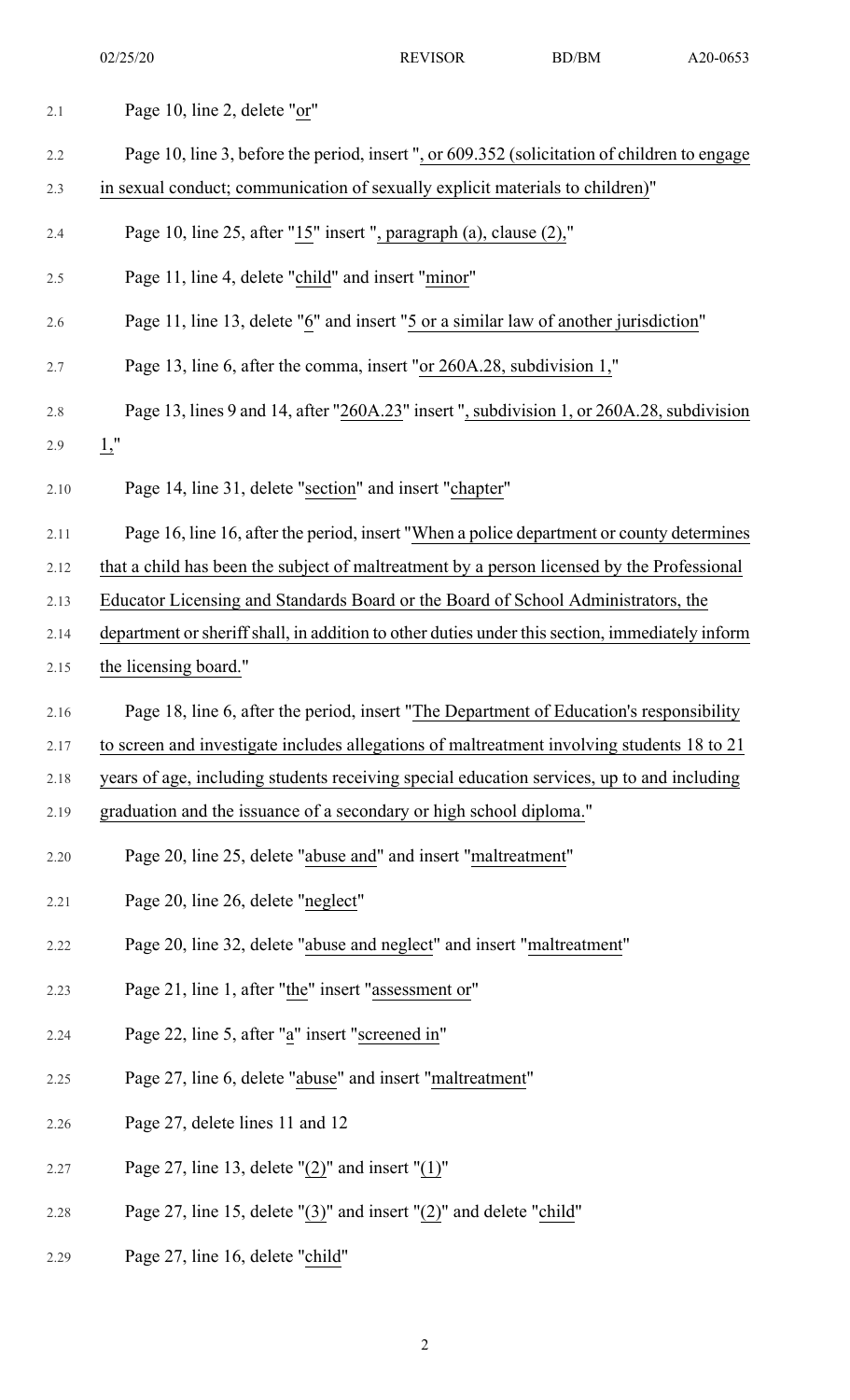Page 10, line 2, delete "or"

Page 10, line 3, before the period, insert ", or 609.352 (solicitation of children to engage in sexual conduct; communication of sexually explicit materials to children)"

Page 10, line 25, after "15" insert ", paragraph (a), clause (2),"

Page 11, line 4, delete "child" and insert "minor"

Page 11, line 13, delete "6" and insert "5 or a similar law of another jurisdiction"

Page 13, line 6, after the comma, insert "or 260A.28, subdivision 1,"

Page 13, lines 9 and 14, after "260A.23" insert ", subdivision 1, or 260A.28, subdivision 1,"

Page 14, line 31, delete "section" and insert "chapter"

Page 16, line 16, after the period, insert "When a police department or county determines that a child has been the subject of maltreatment by a person licensed by the Professional Educator Licensing and Standards Board or the Board of School Administrators, the department or sheriff shall, in addition to other duties under this section, immediately inform the licensing board."

Page 18, line 6, after the period, insert "The Department of Education's responsibility to screen and investigate includes allegations of maltreatment involving students 18 to 21 years of age, including students receiving special education services, up to and including graduation and the issuance of a secondary or high school diploma."

Page 20, line 25, delete "abuse and" and insert "maltreatment"

Page 20, line 26, delete "neglect"

Page 20, line 32, delete "abuse and neglect" and insert "maltreatment"

Page 21, line 1, after "the" insert "assessment or"

Page 22, line 5, after "a" insert "screened in"

Page 27, line 6, delete "abuse" and insert "maltreatment"

Page 27, delete lines 11 and 12

Page 27, line 13, delete "(2)" and insert "(1)"

Page 27, line 15, delete "(3)" and insert "(2)" and delete "child"

Page 27, line 16, delete "child"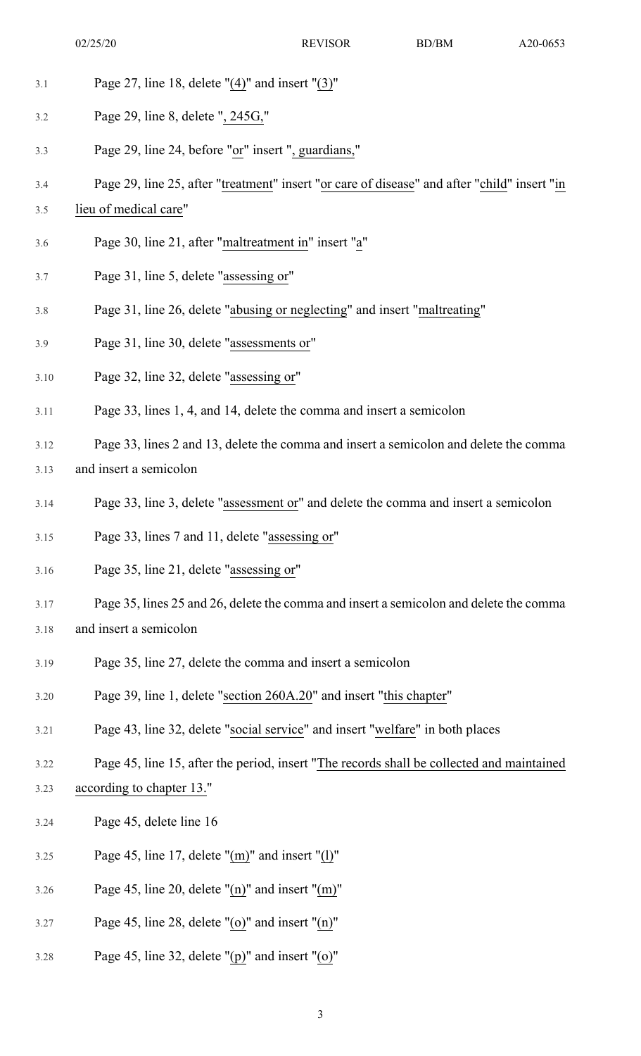3.1 Page 27, line 18, delete "(4)" and insert "(3)"

3.2 Page 29, line 8, delete ", 245G,"

3.3 Page 29, line 24, before "or" insert ", guardians,"

3.4 Page 29, line 25, after "treatment" insert "or care of disease" and after "child" insert "in
3.5 lieu of medical care"

3.6 Page 30, line 21, after "maltreatment in" insert "a"

3.7 Page 31, line 5, delete "assessing or"

3.8 Page 31, line 26, delete "abusing or neglecting" and insert "maltreating"

3.9 Page 31, line 30, delete "assessments or"

3.10 Page 32, line 32, delete "assessing or"

3.11 Page 33, lines 1, 4, and 14, delete the comma and insert a semicolon

3.12 Page 33, lines 2 and 13, delete the comma and insert a semicolon and delete the comma
3.13 and insert a semicolon

3.14 Page 33, line 3, delete "assessment or" and delete the comma and insert a semicolon

3.15 Page 33, lines 7 and 11, delete "assessing or"

3.16 Page 35, line 21, delete "assessing or"

3.17 Page 35, lines 25 and 26, delete the comma and insert a semicolon and delete the comma
3.18 and insert a semicolon

3.19 Page 35, line 27, delete the comma and insert a semicolon

3.20 Page 39, line 1, delete "section 260A.20" and insert "this chapter"

3.21 Page 43, line 32, delete "social service" and insert "welfare" in both places

3.22 Page 45, line 15, after the period, insert "The records shall be collected and maintained
3.23 according to chapter 13."

3.24 Page 45, delete line 16

3.25 Page 45, line 17, delete "(m)" and insert "(l)"

3.26 Page 45, line 20, delete "(n)" and insert "(m)"

3.27 Page 45, line 28, delete "(o)" and insert "(n)"

3.28 Page 45, line 32, delete "(p)" and insert "(o)"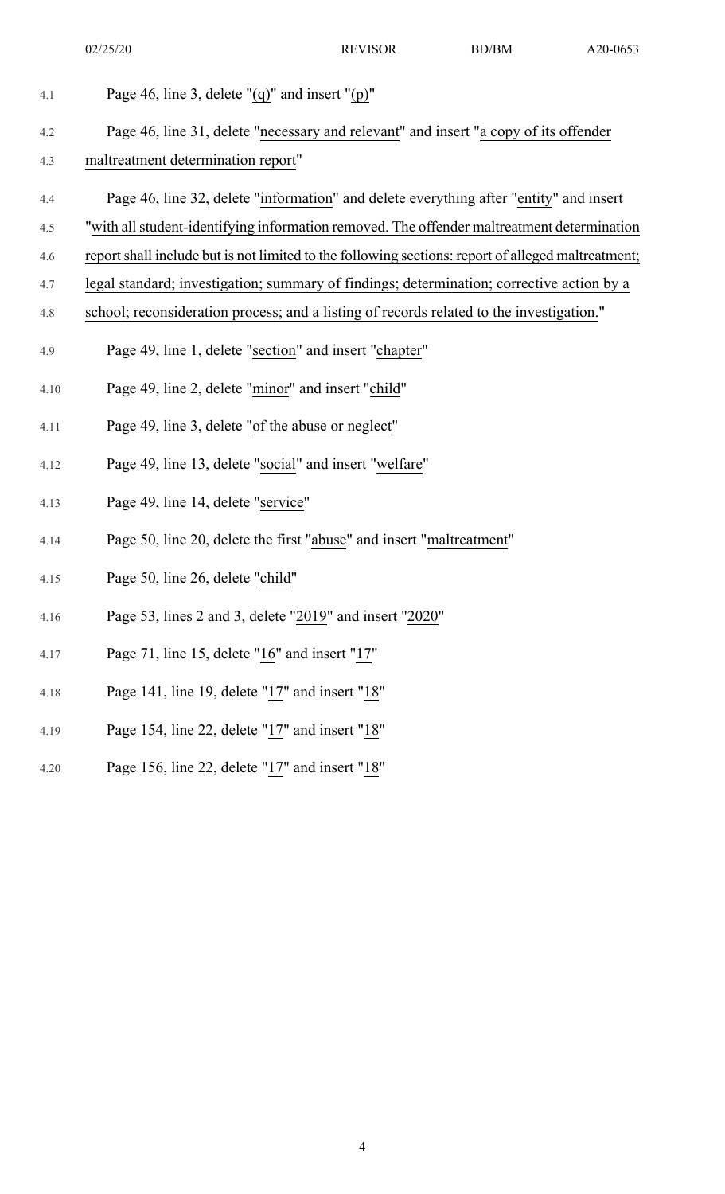Page 46, line 3, delete "(q)" and insert "(p)"

Page 46, line 31, delete "necessary and relevant" and insert "a copy of its offender maltreatment determination report"

Page 46, line 32, delete "information" and delete everything after "entity" and insert "with all student-identifying information removed. The offender maltreatment determination report shall include but is not limited to the following sections: report of alleged maltreatment; legal standard; investigation; summary of findings; determination; corrective action by a school; reconsideration process; and a listing of records related to the investigation."

Page 49, line 1, delete "section" and insert "chapter"

Page 49, line 2, delete "minor" and insert "child"

Page 49, line 3, delete "of the abuse or neglect"

Page 49, line 13, delete "social" and insert "welfare"

Page 49, line 14, delete "service"

Page 50, line 20, delete the first "abuse" and insert "maltreatment"

Page 50, line 26, delete "child"

Page 53, lines 2 and 3, delete "2019" and insert "2020"

Page 71, line 15, delete "16" and insert "17"

Page 141, line 19, delete "17" and insert "18"

Page 154, line 22, delete "17" and insert "18"

Page 156, line 22, delete "17" and insert "18"